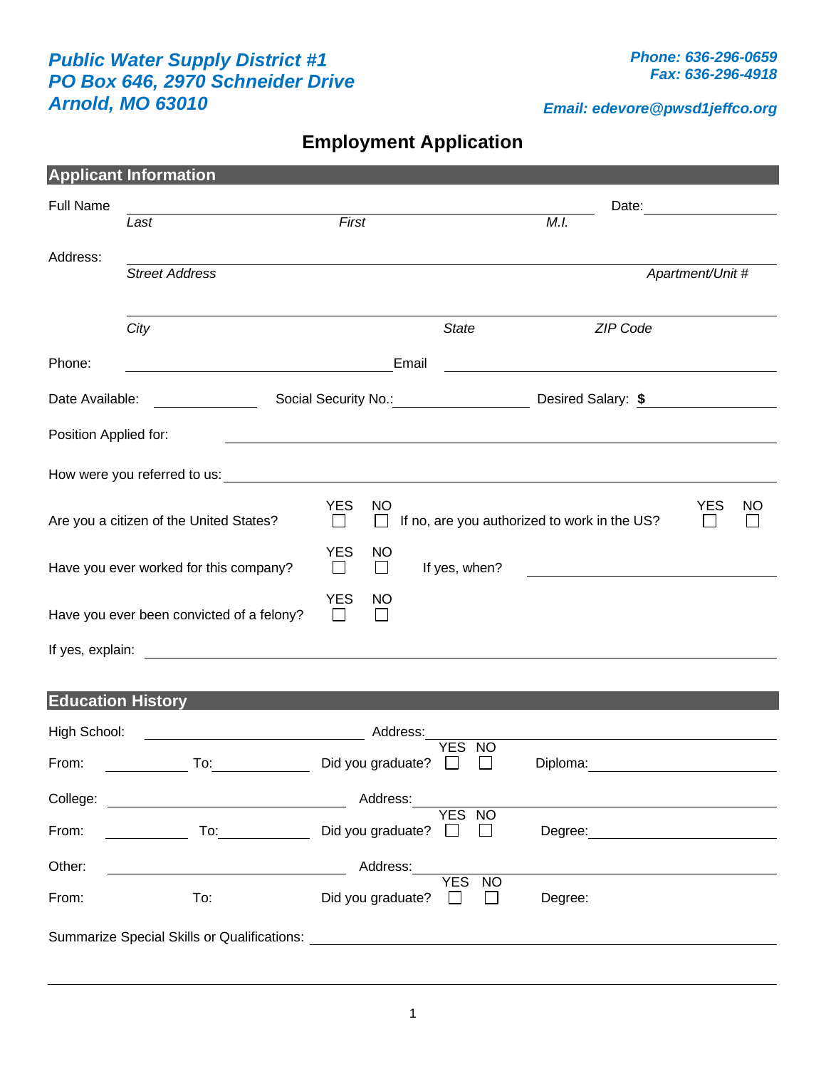***Public Water Supply District #1***
***PO Box 646, 2970 Schneider Drive***
***Arnold, MO 63010***

***Phone: 636-296-0659***
***Fax: 636-296-4918***

***Email: edevore@pwsd1jeffco.org***

# Employment Application

## Applicant Information

Full Name ______________________________________________ Date: ______________
*Last* *First* *M.I.*

Address: ______________________________________________
*Street Address* *Apartment/Unit #*

______________________________________________
*City* *State* *ZIP Code*

Phone: ______________________ Email ______________________

Date Available: __________ Social Security No.: __________ Desired Salary: **$** __________

Position Applied for: ______________________________________________

How were you referred to us: ______________________________________________

Are you a citizen of the United States? YES ☐ NO ☐ If no, are you authorized to work in the US? YES ☐ NO ☐

Have you ever worked for this company? YES ☐ NO ☐ If yes, when? ______________________

Have you ever been convicted of a felony? YES ☐ NO ☐

If yes, explain: ______________________________________________

## Education History

High School: ______________________ Address: ______________________

From: __________ To: __________ Did you graduate? YES ☐ NO ☐ Diploma: ______________

College: ______________________ Address: ______________________

From: __________ To: __________ Did you graduate? YES ☐ NO ☐ Degree: ______________

Other: ______________________ Address: ______________________

From: To: Did you graduate? YES ☐ NO ☐ Degree:

Summarize Special Skills or Qualifications: ______________________________________________

______________________________________________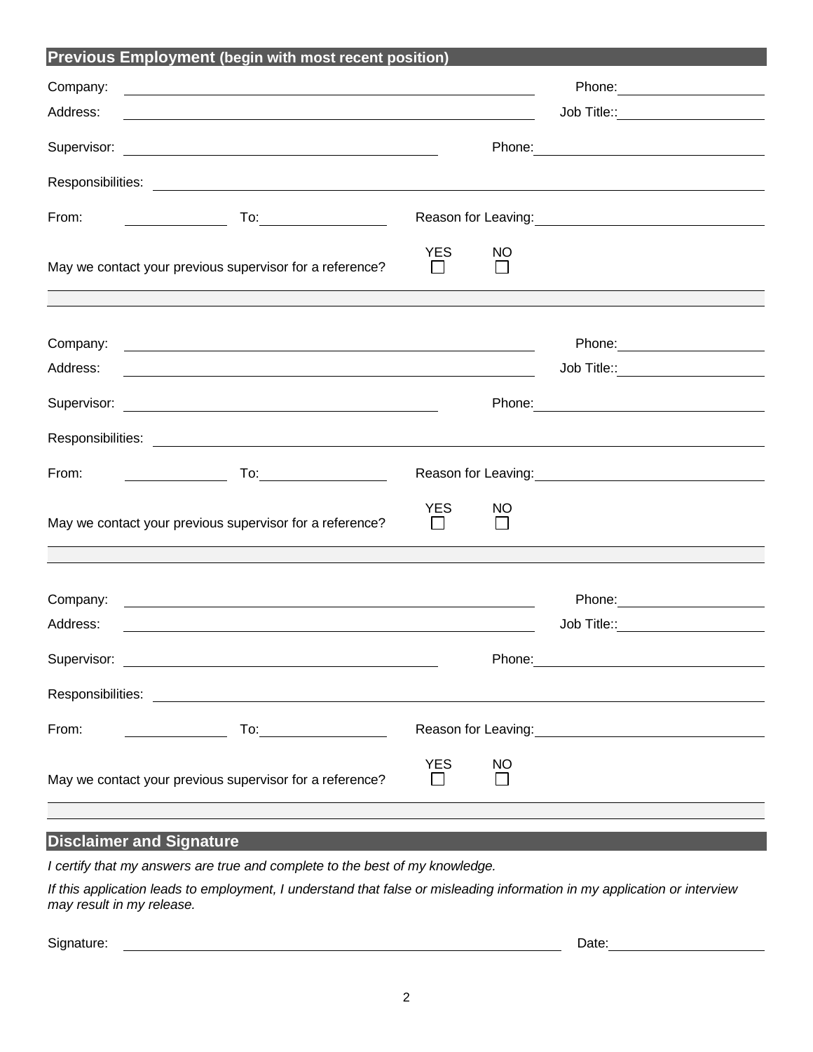## Previous Employment (begin with most recent position)

Company: ______________________________ Phone: ______________

Address: ______________________________ Job Title:: ______________

Supervisor: ______________________________ Phone: ______________

Responsibilities: ______________________________

From: ______________ To: ______________ Reason for Leaving: ______________

May we contact your previous supervisor for a reference? YES ☐ NO ☐

---

Company: ______________________________ Phone: ______________

Address: ______________________________ Job Title:: ______________

Supervisor: ______________________________ Phone: ______________

Responsibilities: ______________________________

From: ______________ To: ______________ Reason for Leaving: ______________

May we contact your previous supervisor for a reference? YES ☐ NO ☐

---

Company: ______________________________ Phone: ______________

Address: ______________________________ Job Title:: ______________

Supervisor: ______________________________ Phone: ______________

Responsibilities: ______________________________

From: ______________ To: ______________ Reason for Leaving: ______________

May we contact your previous supervisor for a reference? YES ☐ NO ☐

---

## Disclaimer and Signature

*I certify that my answers are true and complete to the best of my knowledge.*

*If this application leads to employment, I understand that false or misleading information in my application or interview may result in my release.*

Signature: ______________________________ Date: ______________